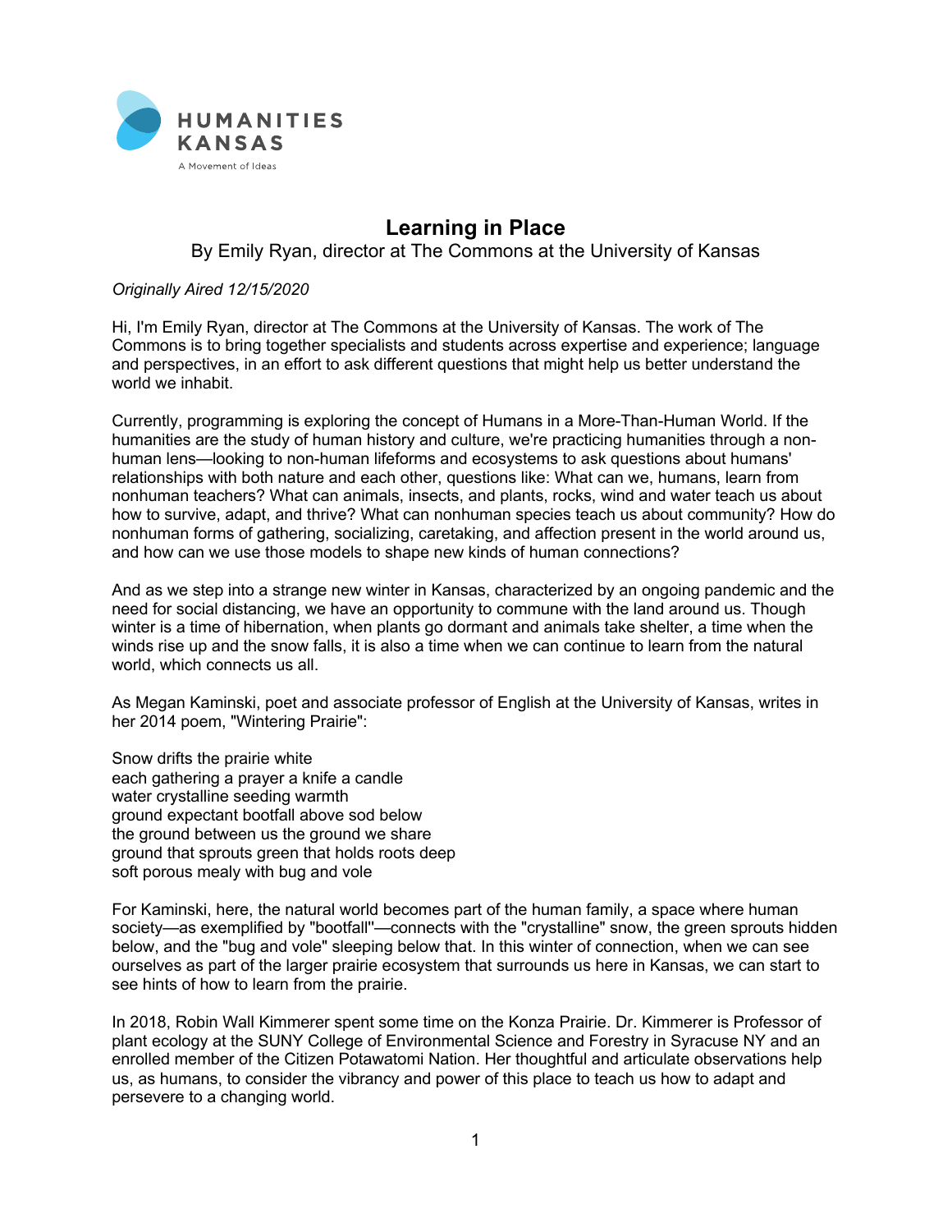HUMANITIES KANSAS

A Movement of Ideas

# Learning in Place

By Emily Ryan, director at The Commons at the University of Kansas

*Originally Aired 12/15/2020*

Hi, I'm Emily Ryan, director at The Commons at the University of Kansas. The work of The Commons is to bring together specialists and students across expertise and experience; language and perspectives, in an effort to ask different questions that might help us better understand the world we inhabit.

Currently, programming is exploring the concept of Humans in a More-Than-Human World. If the humanities are the study of human history and culture, we're practicing humanities through a non-human lens—looking to non-human lifeforms and ecosystems to ask questions about humans' relationships with both nature and each other, questions like: What can we, humans, learn from nonhuman teachers? What can animals, insects, and plants, rocks, wind and water teach us about how to survive, adapt, and thrive? What can nonhuman species teach us about community? How do nonhuman forms of gathering, socializing, caretaking, and affection present in the world around us, and how can we use those models to shape new kinds of human connections?

And as we step into a strange new winter in Kansas, characterized by an ongoing pandemic and the need for social distancing, we have an opportunity to commune with the land around us. Though winter is a time of hibernation, when plants go dormant and animals take shelter, a time when the winds rise up and the snow falls, it is also a time when we can continue to learn from the natural world, which connects us all.

As Megan Kaminski, poet and associate professor of English at the University of Kansas, writes in her 2014 poem, "Wintering Prairie":

Snow drifts the prairie white  
each gathering a prayer a knife a candle  
water crystalline seeding warmth  
ground expectant bootfall above sod below  
the ground between us the ground we share  
ground that sprouts green that holds roots deep  
soft porous mealy with bug and vole

For Kaminski, here, the natural world becomes part of the human family, a space where human society—as exemplified by "bootfall"—connects with the "crystalline" snow, the green sprouts hidden below, and the "bug and vole" sleeping below that. In this winter of connection, when we can see ourselves as part of the larger prairie ecosystem that surrounds us here in Kansas, we can start to see hints of how to learn from the prairie.

In 2018, Robin Wall Kimmerer spent some time on the Konza Prairie. Dr. Kimmerer is Professor of plant ecology at the SUNY College of Environmental Science and Forestry in Syracuse NY and an enrolled member of the Citizen Potawatomi Nation. Her thoughtful and articulate observations help us, as humans, to consider the vibrancy and power of this place to teach us how to adapt and persevere to a changing world.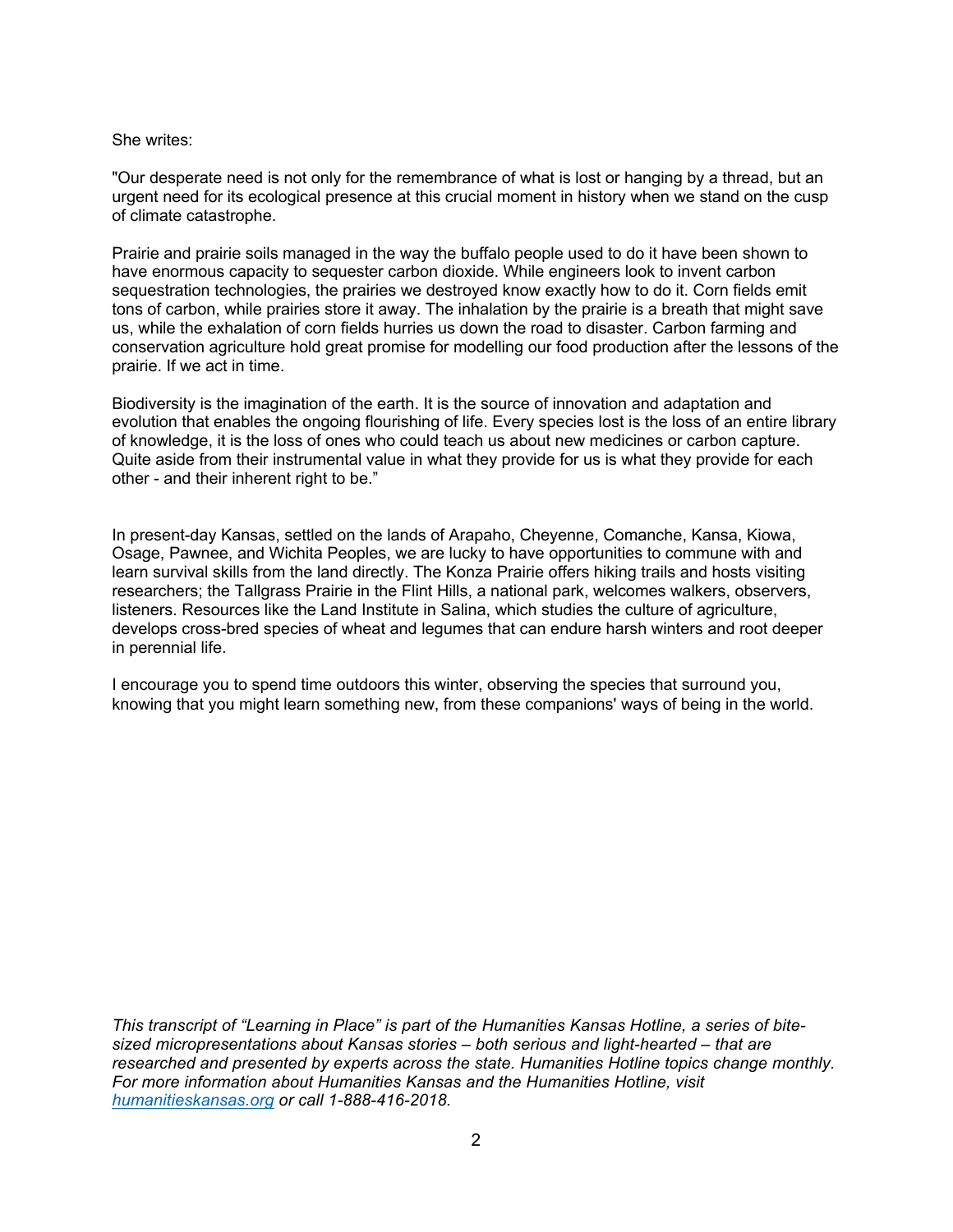She writes:

"Our desperate need is not only for the remembrance of what is lost or hanging by a thread, but an urgent need for its ecological presence at this crucial moment in history when we stand on the cusp of climate catastrophe.

Prairie and prairie soils managed in the way the buffalo people used to do it have been shown to have enormous capacity to sequester carbon dioxide. While engineers look to invent carbon sequestration technologies, the prairies we destroyed know exactly how to do it. Corn fields emit tons of carbon, while prairies store it away. The inhalation by the prairie is a breath that might save us, while the exhalation of corn fields hurries us down the road to disaster. Carbon farming and conservation agriculture hold great promise for modelling our food production after the lessons of the prairie. If we act in time.

Biodiversity is the imagination of the earth. It is the source of innovation and adaptation and evolution that enables the ongoing flourishing of life. Every species lost is the loss of an entire library of knowledge, it is the loss of ones who could teach us about new medicines or carbon capture. Quite aside from their instrumental value in what they provide for us is what they provide for each other - and their inherent right to be."

In present-day Kansas, settled on the lands of Arapaho, Cheyenne, Comanche, Kansa, Kiowa, Osage, Pawnee, and Wichita Peoples, we are lucky to have opportunities to commune with and learn survival skills from the land directly. The Konza Prairie offers hiking trails and hosts visiting researchers; the Tallgrass Prairie in the Flint Hills, a national park, welcomes walkers, observers, listeners. Resources like the Land Institute in Salina, which studies the culture of agriculture, develops cross-bred species of wheat and legumes that can endure harsh winters and root deeper in perennial life.

I encourage you to spend time outdoors this winter, observing the species that surround you, knowing that you might learn something new, from these companions' ways of being in the world.

*This transcript of "Learning in Place" is part of the Humanities Kansas Hotline, a series of bite-sized micropresentations about Kansas stories – both serious and light-hearted – that are researched and presented by experts across the state. Humanities Hotline topics change monthly. For more information about Humanities Kansas and the Humanities Hotline, visit [humanitieskansas.org](https://humanitieskansas.org) or call 1-888-416-2018.*